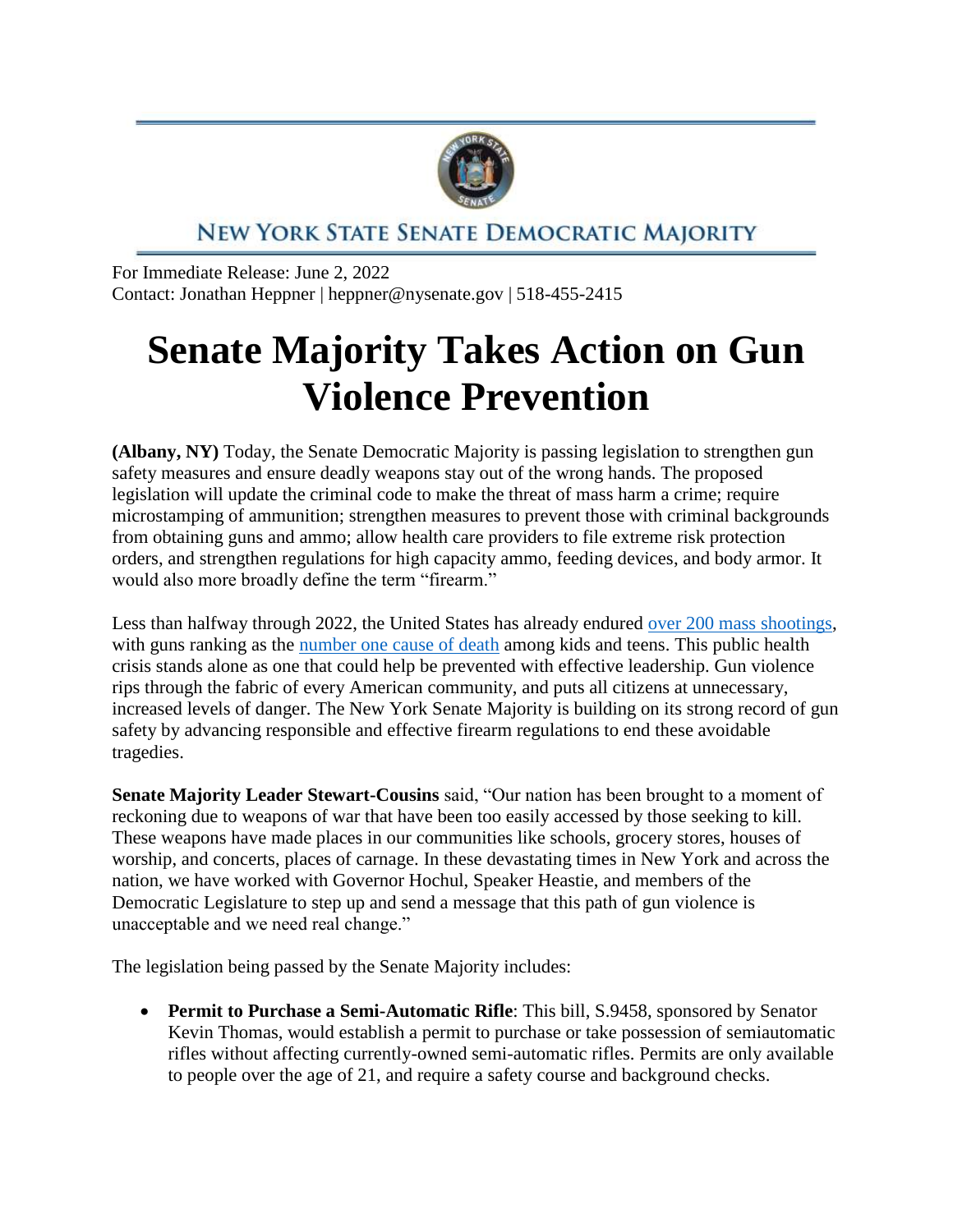NEW YORK STATE SENATE DEMOCRATIC MAJORITY

For Immediate Release: June 2, 2022
Contact: Jonathan Heppner | heppner@nysenate.gov | 518-455-2415

# Senate Majority Takes Action on Gun Violence Prevention

**(Albany, NY)** Today, the Senate Democratic Majority is passing legislation to strengthen gun safety measures and ensure deadly weapons stay out of the wrong hands. The proposed legislation will update the criminal code to make the threat of mass harm a crime; require microstamping of ammunition; strengthen measures to prevent those with criminal backgrounds from obtaining guns and ammo; allow health care providers to file extreme risk protection orders, and strengthen regulations for high capacity ammo, feeding devices, and body armor. It would also more broadly define the term "firearm."

Less than halfway through 2022, the United States has already endured over 200 mass shootings, with guns ranking as the number one cause of death among kids and teens. This public health crisis stands alone as one that could help be prevented with effective leadership. Gun violence rips through the fabric of every American community, and puts all citizens at unnecessary, increased levels of danger. The New York Senate Majority is building on its strong record of gun safety by advancing responsible and effective firearm regulations to end these avoidable tragedies.

**Senate Majority Leader Stewart-Cousins** said, "Our nation has been brought to a moment of reckoning due to weapons of war that have been too easily accessed by those seeking to kill. These weapons have made places in our communities like schools, grocery stores, houses of worship, and concerts, places of carnage. In these devastating times in New York and across the nation, we have worked with Governor Hochul, Speaker Heastie, and members of the Democratic Legislature to step up and send a message that this path of gun violence is unacceptable and we need real change."

The legislation being passed by the Senate Majority includes:

- **Permit to Purchase a Semi-Automatic Rifle**: This bill, S.9458, sponsored by Senator Kevin Thomas, would establish a permit to purchase or take possession of semiautomatic rifles without affecting currently-owned semi-automatic rifles. Permits are only available to people over the age of 21, and require a safety course and background checks.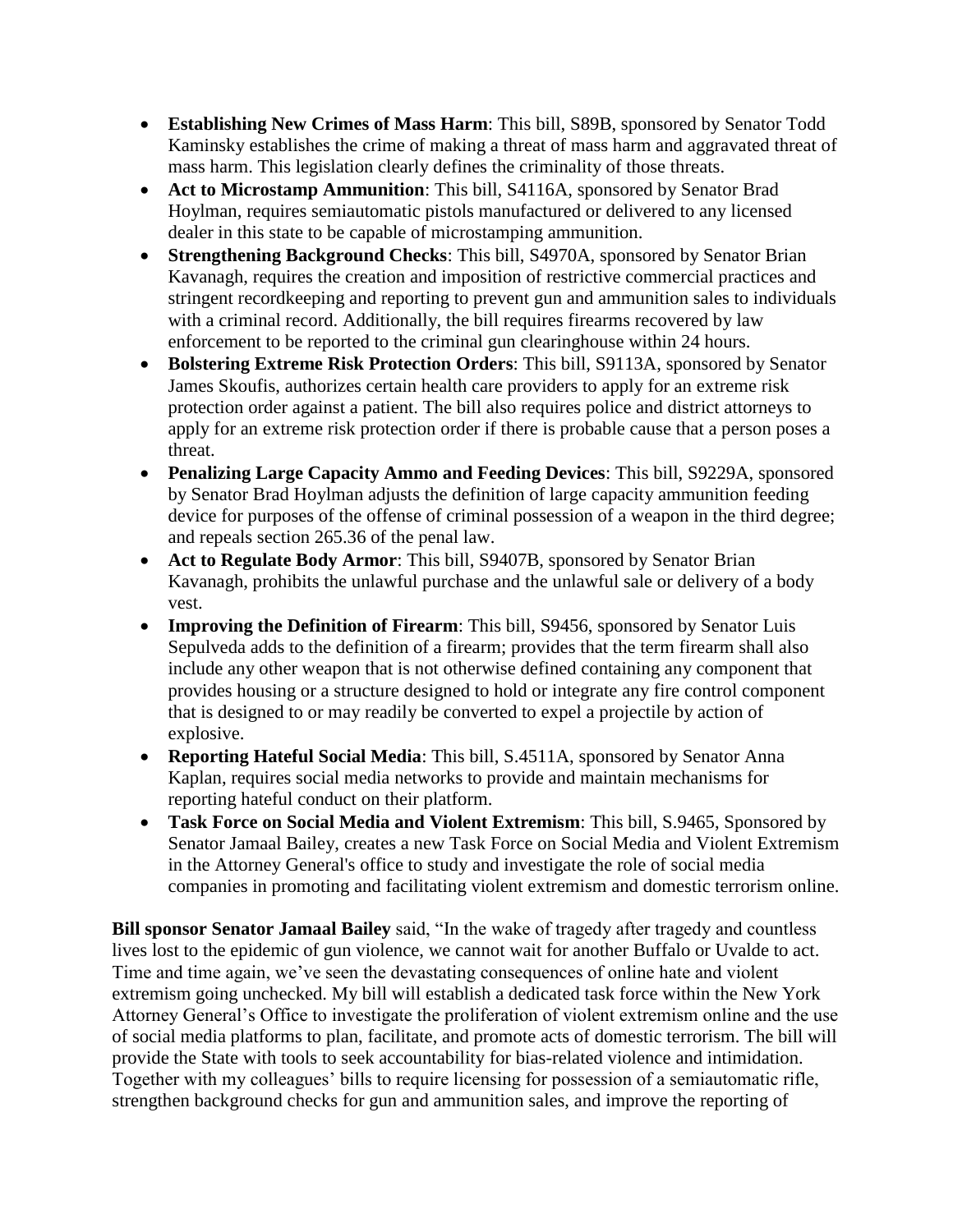- **Establishing New Crimes of Mass Harm**: This bill, S89B, sponsored by Senator Todd Kaminsky establishes the crime of making a threat of mass harm and aggravated threat of mass harm. This legislation clearly defines the criminality of those threats.
- **Act to Microstamp Ammunition**: This bill, S4116A, sponsored by Senator Brad Hoylman, requires semiautomatic pistols manufactured or delivered to any licensed dealer in this state to be capable of microstamping ammunition.
- **Strengthening Background Checks**: This bill, S4970A, sponsored by Senator Brian Kavanagh, requires the creation and imposition of restrictive commercial practices and stringent recordkeeping and reporting to prevent gun and ammunition sales to individuals with a criminal record. Additionally, the bill requires firearms recovered by law enforcement to be reported to the criminal gun clearinghouse within 24 hours.
- **Bolstering Extreme Risk Protection Orders**: This bill, S9113A, sponsored by Senator James Skoufis, authorizes certain health care providers to apply for an extreme risk protection order against a patient. The bill also requires police and district attorneys to apply for an extreme risk protection order if there is probable cause that a person poses a threat.
- **Penalizing Large Capacity Ammo and Feeding Devices**: This bill, S9229A, sponsored by Senator Brad Hoylman adjusts the definition of large capacity ammunition feeding device for purposes of the offense of criminal possession of a weapon in the third degree; and repeals section 265.36 of the penal law.
- **Act to Regulate Body Armor**: This bill, S9407B, sponsored by Senator Brian Kavanagh, prohibits the unlawful purchase and the unlawful sale or delivery of a body vest.
- **Improving the Definition of Firearm**: This bill, S9456, sponsored by Senator Luis Sepulveda adds to the definition of a firearm; provides that the term firearm shall also include any other weapon that is not otherwise defined containing any component that provides housing or a structure designed to hold or integrate any fire control component that is designed to or may readily be converted to expel a projectile by action of explosive.
- **Reporting Hateful Social Media**: This bill, S.4511A, sponsored by Senator Anna Kaplan, requires social media networks to provide and maintain mechanisms for reporting hateful conduct on their platform.
- **Task Force on Social Media and Violent Extremism**: This bill, S.9465, Sponsored by Senator Jamaal Bailey, creates a new Task Force on Social Media and Violent Extremism in the Attorney General's office to study and investigate the role of social media companies in promoting and facilitating violent extremism and domestic terrorism online.

**Bill sponsor Senator Jamaal Bailey** said, "In the wake of tragedy after tragedy and countless lives lost to the epidemic of gun violence, we cannot wait for another Buffalo or Uvalde to act. Time and time again, we've seen the devastating consequences of online hate and violent extremism going unchecked. My bill will establish a dedicated task force within the New York Attorney General's Office to investigate the proliferation of violent extremism online and the use of social media platforms to plan, facilitate, and promote acts of domestic terrorism. The bill will provide the State with tools to seek accountability for bias-related violence and intimidation. Together with my colleagues' bills to require licensing for possession of a semiautomatic rifle, strengthen background checks for gun and ammunition sales, and improve the reporting of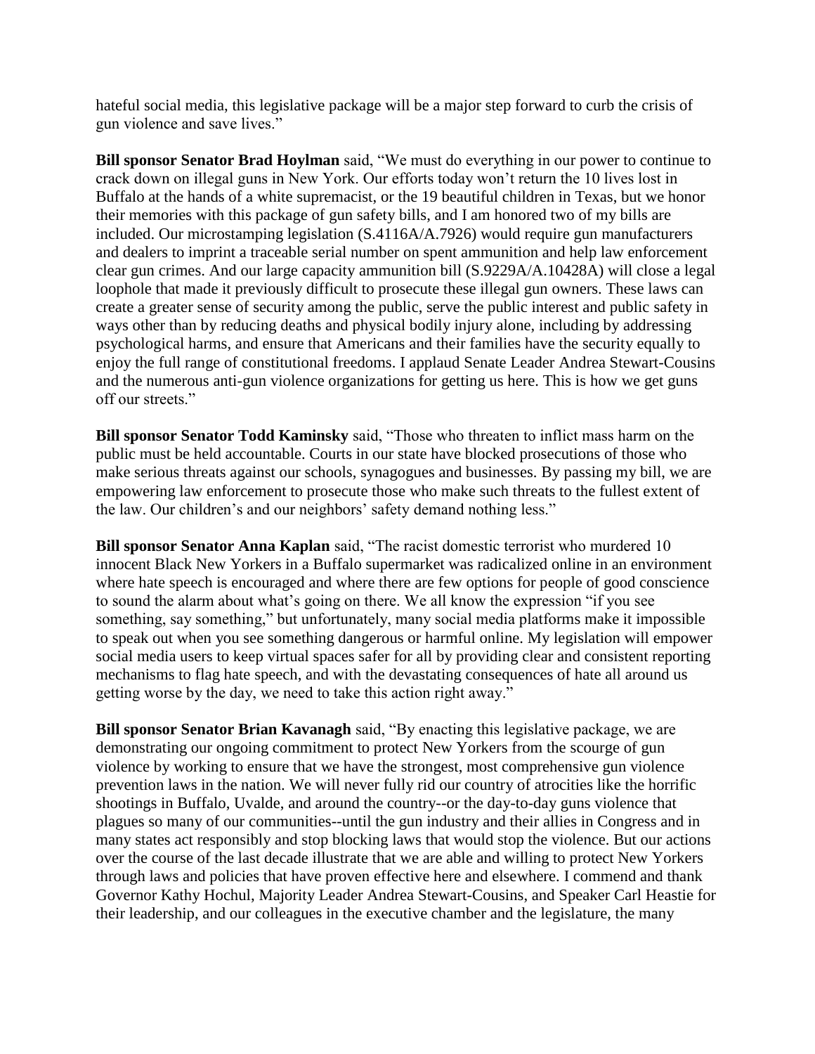hateful social media, this legislative package will be a major step forward to curb the crisis of gun violence and save lives."

**Bill sponsor Senator Brad Hoylman** said, "We must do everything in our power to continue to crack down on illegal guns in New York. Our efforts today won't return the 10 lives lost in Buffalo at the hands of a white supremacist, or the 19 beautiful children in Texas, but we honor their memories with this package of gun safety bills, and I am honored two of my bills are included. Our microstamping legislation (S.4116A/A.7926) would require gun manufacturers and dealers to imprint a traceable serial number on spent ammunition and help law enforcement clear gun crimes. And our large capacity ammunition bill (S.9229A/A.10428A) will close a legal loophole that made it previously difficult to prosecute these illegal gun owners. These laws can create a greater sense of security among the public, serve the public interest and public safety in ways other than by reducing deaths and physical bodily injury alone, including by addressing psychological harms, and ensure that Americans and their families have the security equally to enjoy the full range of constitutional freedoms. I applaud Senate Leader Andrea Stewart-Cousins and the numerous anti-gun violence organizations for getting us here. This is how we get guns off our streets."

**Bill sponsor Senator Todd Kaminsky** said, "Those who threaten to inflict mass harm on the public must be held accountable. Courts in our state have blocked prosecutions of those who make serious threats against our schools, synagogues and businesses. By passing my bill, we are empowering law enforcement to prosecute those who make such threats to the fullest extent of the law. Our children's and our neighbors' safety demand nothing less."

**Bill sponsor Senator Anna Kaplan** said, "The racist domestic terrorist who murdered 10 innocent Black New Yorkers in a Buffalo supermarket was radicalized online in an environment where hate speech is encouraged and where there are few options for people of good conscience to sound the alarm about what's going on there. We all know the expression "if you see something, say something," but unfortunately, many social media platforms make it impossible to speak out when you see something dangerous or harmful online. My legislation will empower social media users to keep virtual spaces safer for all by providing clear and consistent reporting mechanisms to flag hate speech, and with the devastating consequences of hate all around us getting worse by the day, we need to take this action right away."

**Bill sponsor Senator Brian Kavanagh** said, "By enacting this legislative package, we are demonstrating our ongoing commitment to protect New Yorkers from the scourge of gun violence by working to ensure that we have the strongest, most comprehensive gun violence prevention laws in the nation. We will never fully rid our country of atrocities like the horrific shootings in Buffalo, Uvalde, and around the country--or the day-to-day guns violence that plagues so many of our communities--until the gun industry and their allies in Congress and in many states act responsibly and stop blocking laws that would stop the violence. But our actions over the course of the last decade illustrate that we are able and willing to protect New Yorkers through laws and policies that have proven effective here and elsewhere. I commend and thank Governor Kathy Hochul, Majority Leader Andrea Stewart-Cousins, and Speaker Carl Heastie for their leadership, and our colleagues in the executive chamber and the legislature, the many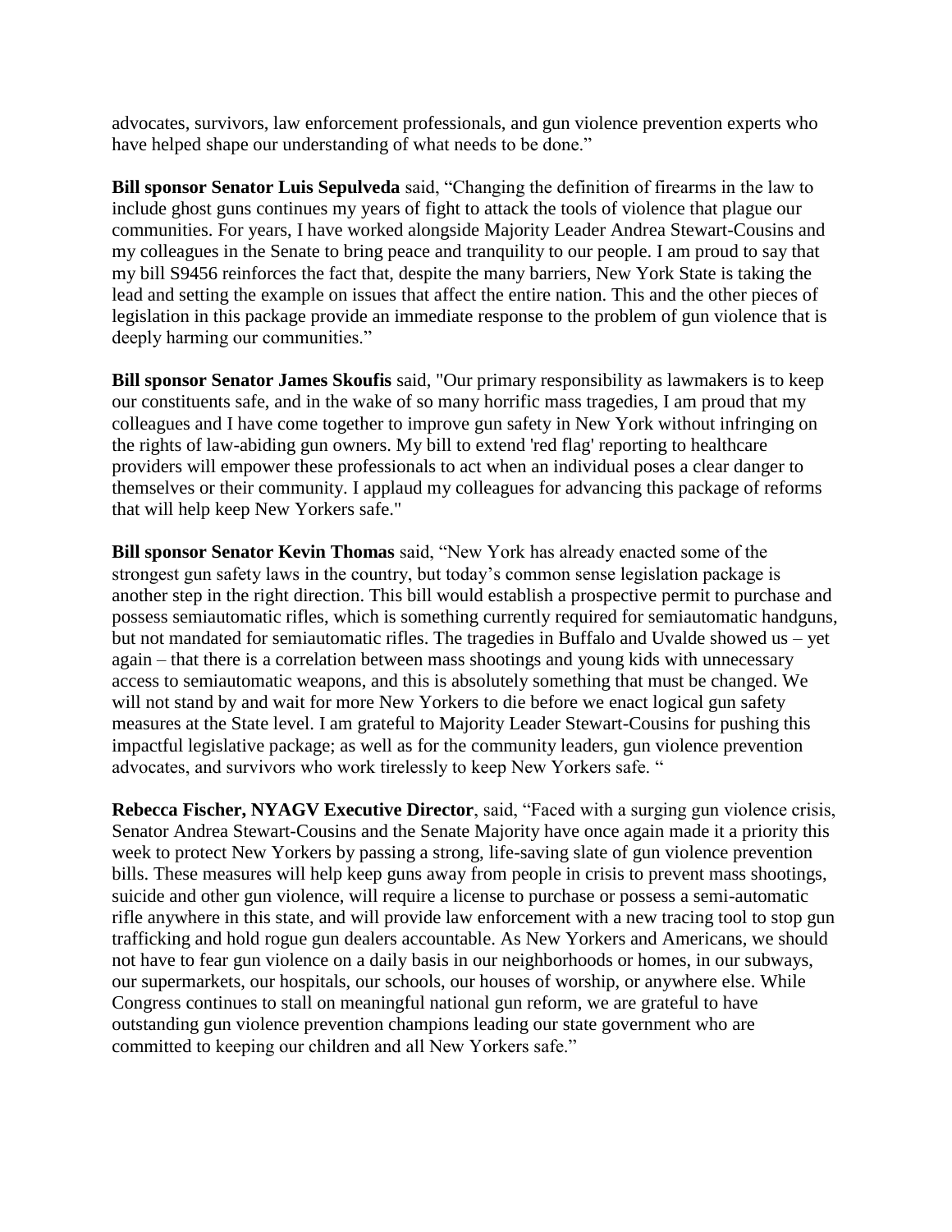advocates, survivors, law enforcement professionals, and gun violence prevention experts who have helped shape our understanding of what needs to be done."

**Bill sponsor Senator Luis Sepulveda** said, "Changing the definition of firearms in the law to include ghost guns continues my years of fight to attack the tools of violence that plague our communities. For years, I have worked alongside Majority Leader Andrea Stewart-Cousins and my colleagues in the Senate to bring peace and tranquility to our people. I am proud to say that my bill S9456 reinforces the fact that, despite the many barriers, New York State is taking the lead and setting the example on issues that affect the entire nation. This and the other pieces of legislation in this package provide an immediate response to the problem of gun violence that is deeply harming our communities."

**Bill sponsor Senator James Skoufis** said, "Our primary responsibility as lawmakers is to keep our constituents safe, and in the wake of so many horrific mass tragedies, I am proud that my colleagues and I have come together to improve gun safety in New York without infringing on the rights of law-abiding gun owners. My bill to extend 'red flag' reporting to healthcare providers will empower these professionals to act when an individual poses a clear danger to themselves or their community. I applaud my colleagues for advancing this package of reforms that will help keep New Yorkers safe."

**Bill sponsor Senator Kevin Thomas** said, "New York has already enacted some of the strongest gun safety laws in the country, but today's common sense legislation package is another step in the right direction. This bill would establish a prospective permit to purchase and possess semiautomatic rifles, which is something currently required for semiautomatic handguns, but not mandated for semiautomatic rifles. The tragedies in Buffalo and Uvalde showed us – yet again – that there is a correlation between mass shootings and young kids with unnecessary access to semiautomatic weapons, and this is absolutely something that must be changed. We will not stand by and wait for more New Yorkers to die before we enact logical gun safety measures at the State level. I am grateful to Majority Leader Stewart-Cousins for pushing this impactful legislative package; as well as for the community leaders, gun violence prevention advocates, and survivors who work tirelessly to keep New Yorkers safe. "

**Rebecca Fischer, NYAGV Executive Director**, said, "Faced with a surging gun violence crisis, Senator Andrea Stewart-Cousins and the Senate Majority have once again made it a priority this week to protect New Yorkers by passing a strong, life-saving slate of gun violence prevention bills. These measures will help keep guns away from people in crisis to prevent mass shootings, suicide and other gun violence, will require a license to purchase or possess a semi-automatic rifle anywhere in this state, and will provide law enforcement with a new tracing tool to stop gun trafficking and hold rogue gun dealers accountable. As New Yorkers and Americans, we should not have to fear gun violence on a daily basis in our neighborhoods or homes, in our subways, our supermarkets, our hospitals, our schools, our houses of worship, or anywhere else. While Congress continues to stall on meaningful national gun reform, we are grateful to have outstanding gun violence prevention champions leading our state government who are committed to keeping our children and all New Yorkers safe."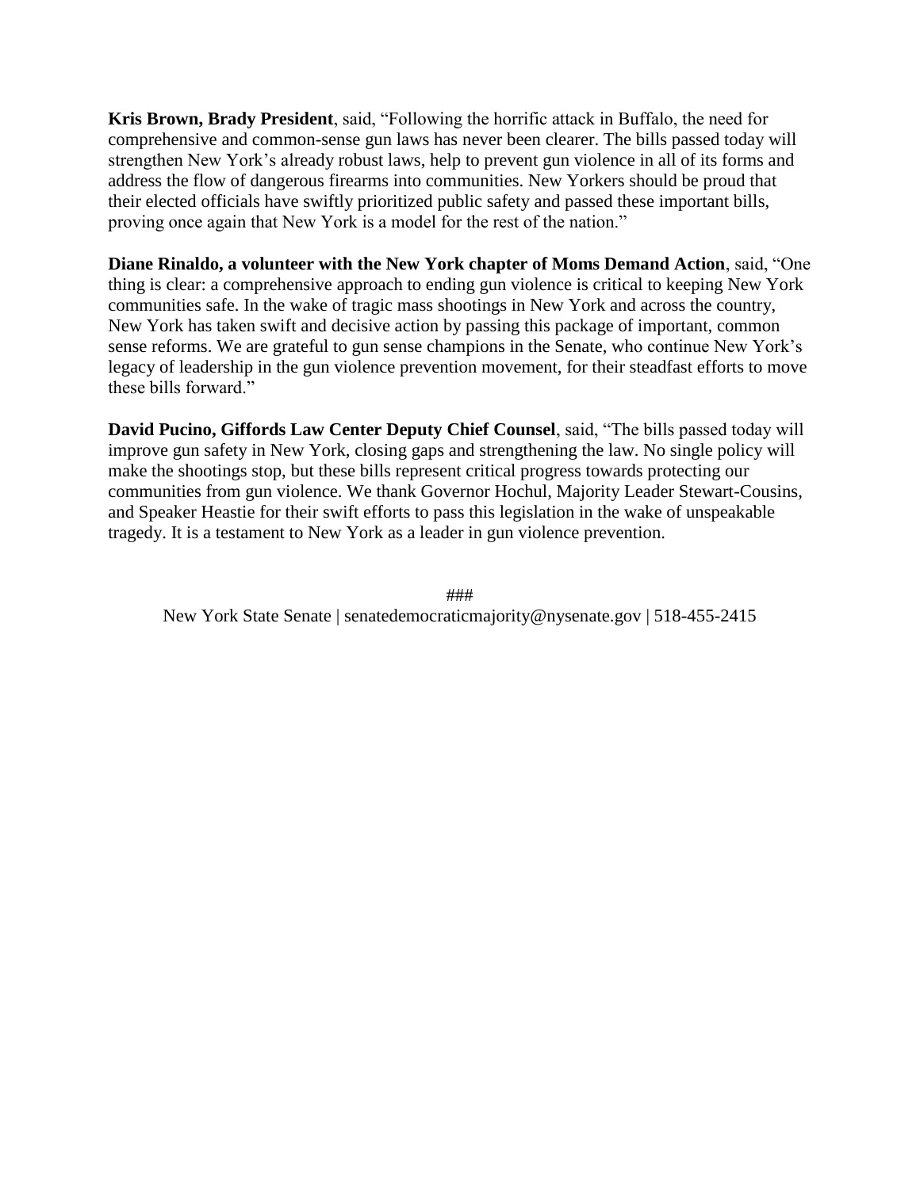**Kris Brown, Brady President**, said, "Following the horrific attack in Buffalo, the need for comprehensive and common-sense gun laws has never been clearer. The bills passed today will strengthen New York's already robust laws, help to prevent gun violence in all of its forms and address the flow of dangerous firearms into communities. New Yorkers should be proud that their elected officials have swiftly prioritized public safety and passed these important bills, proving once again that New York is a model for the rest of the nation."

**Diane Rinaldo, a volunteer with the New York chapter of Moms Demand Action**, said, "One thing is clear: a comprehensive approach to ending gun violence is critical to keeping New York communities safe. In the wake of tragic mass shootings in New York and across the country, New York has taken swift and decisive action by passing this package of important, common sense reforms. We are grateful to gun sense champions in the Senate, who continue New York's legacy of leadership in the gun violence prevention movement, for their steadfast efforts to move these bills forward."

**David Pucino, Giffords Law Center Deputy Chief Counsel**, said, "The bills passed today will improve gun safety in New York, closing gaps and strengthening the law. No single policy will make the shootings stop, but these bills represent critical progress towards protecting our communities from gun violence. We thank Governor Hochul, Majority Leader Stewart-Cousins, and Speaker Heastie for their swift efforts to pass this legislation in the wake of unspeakable tragedy. It is a testament to New York as a leader in gun violence prevention.

###

New York State Senate | senatedemocraticmajority@nysenate.gov | 518-455-2415